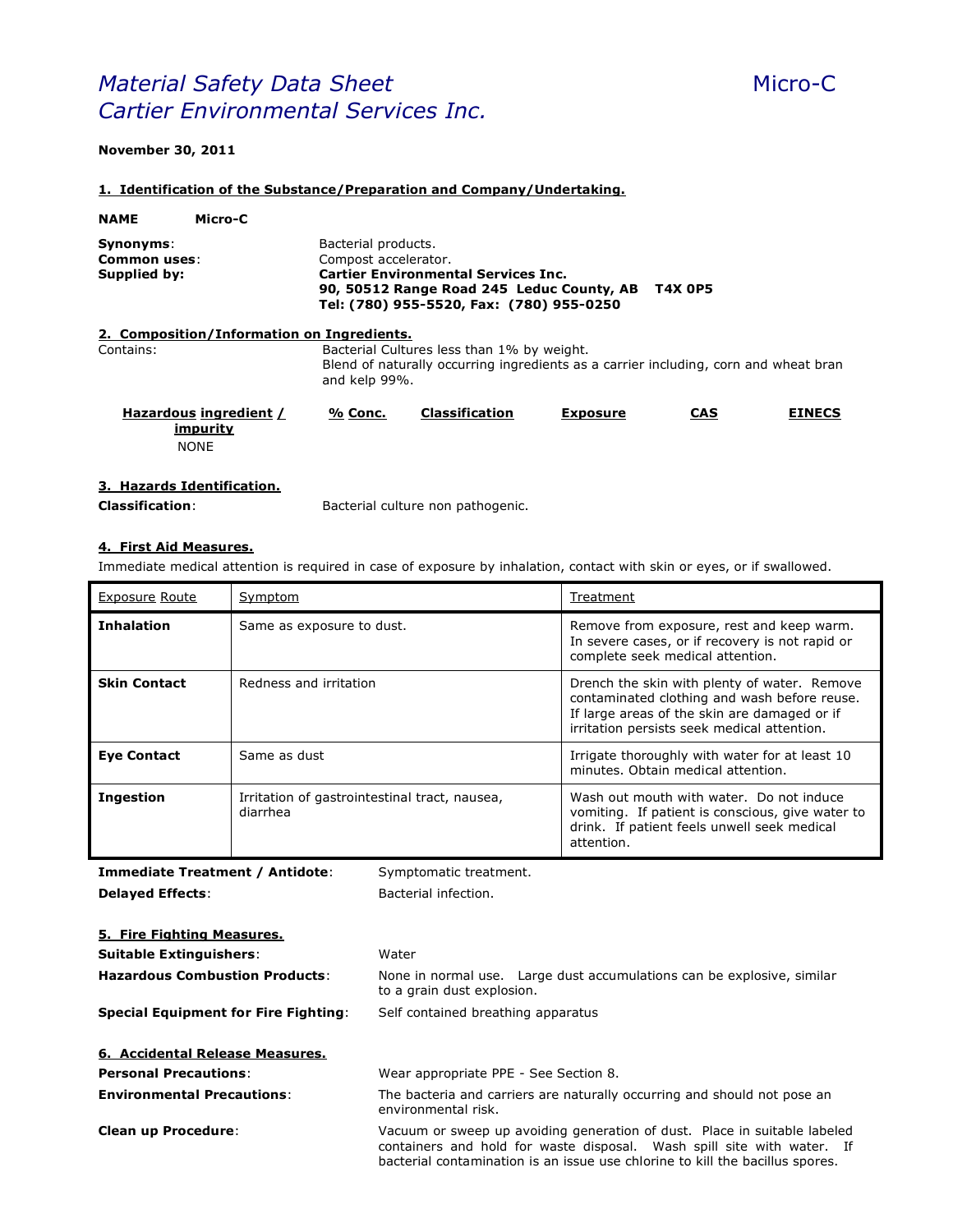# *Material Safety Data Sheet* Micro-C
## *Cartier Environmental Services Inc.*

**November 30, 2011**

## 1. Identification of the Substance/Preparation and Company/Undertaking.

**NAME** **Micro-C**

**Synonyms**: Bacterial products.
**Common uses**: Compost accelerator.
**Supplied by**: **Cartier Environmental Services Inc.**
**90, 50512 Range Road 245 Leduc County, AB T4X 0P5**
**Tel: (780) 955-5520, Fax: (780) 955-0250**

## 2. Composition/Information on Ingredients.

Contains: Bacterial Cultures less than 1% by weight.
Blend of naturally occurring ingredients as a carrier including, corn and wheat bran and kelp 99%.

| Hazardous ingredient / impurity | % Conc. | Classification | Exposure | CAS | EINECS |
|---|---|---|---|---|---|
| NONE | | | | | |

## 3. Hazards Identification.

**Classification**: Bacterial culture non pathogenic.

## 4. First Aid Measures.

Immediate medical attention is required in case of exposure by inhalation, contact with skin or eyes, or if swallowed.

| Exposure Route | Symptom | Treatment |
|---|---|---|
| **Inhalation** | Same as exposure to dust. | Remove from exposure, rest and keep warm. In severe cases, or if recovery is not rapid or complete seek medical attention. |
| **Skin Contact** | Redness and irritation | Drench the skin with plenty of water. Remove contaminated clothing and wash before reuse. If large areas of the skin are damaged or if irritation persists seek medical attention. |
| **Eye Contact** | Same as dust | Irrigate thoroughly with water for at least 10 minutes. Obtain medical attention. |
| **Ingestion** | Irritation of gastrointestinal tract, nausea, diarrhea | Wash out mouth with water. Do not induce vomiting. If patient is conscious, give water to drink. If patient feels unwell seek medical attention. |

**Immediate Treatment / Antidote**: Symptomatic treatment.
**Delayed Effects**: Bacterial infection.

## 5. Fire Fighting Measures.

**Suitable Extinguishers**: Water
**Hazardous Combustion Products**: None in normal use. Large dust accumulations can be explosive, similar to a grain dust explosion.
**Special Equipment for Fire Fighting**: Self contained breathing apparatus

## 6. Accidental Release Measures.

**Personal Precautions**: Wear appropriate PPE - See Section 8.
**Environmental Precautions**: The bacteria and carriers are naturally occurring and should not pose an environmental risk.
**Clean up Procedure**: Vacuum or sweep up avoiding generation of dust. Place in suitable labeled containers and hold for waste disposal. Wash spill site with water. If bacterial contamination is an issue use chlorine to kill the bacillus spores.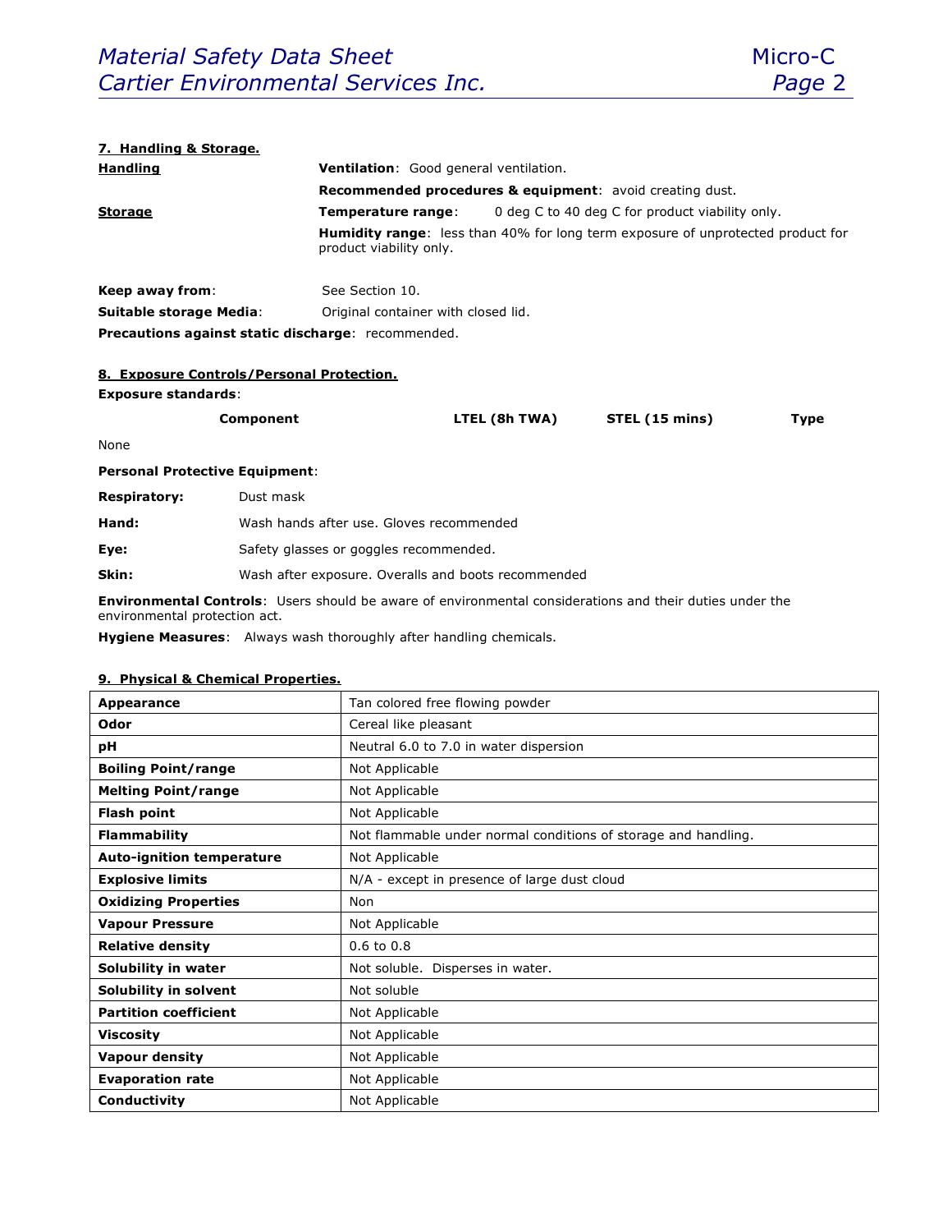## 7. Handling & Storage.

**Handling**

**Ventilation**: Good general ventilation.

**Recommended procedures & equipment**: avoid creating dust.

**Storage**

**Temperature range**: 0 deg C to 40 deg C for product viability only.

**Humidity range**: less than 40% for long term exposure of unprotected product for product viability only.

**Keep away from**: See Section 10.

**Suitable storage Media**: Original container with closed lid.

**Precautions against static discharge**: recommended.

## 8. Exposure Controls/Personal Protection.

**Exposure standards**:

| Component | LTEL (8h TWA) | STEL (15 mins) | Type |
|---|---|---|---|
| None | | | |

**Personal Protective Equipment**:

**Respiratory:** Dust mask

**Hand:** Wash hands after use. Gloves recommended

**Eye:** Safety glasses or goggles recommended.

**Skin:** Wash after exposure. Overalls and boots recommended

**Environmental Controls**: Users should be aware of environmental considerations and their duties under the environmental protection act.

**Hygiene Measures**: Always wash thoroughly after handling chemicals.

## 9. Physical & Chemical Properties.

| | |
|---|---|
| **Appearance** | Tan colored free flowing powder |
| **Odor** | Cereal like pleasant |
| **pH** | Neutral 6.0 to 7.0 in water dispersion |
| **Boiling Point/range** | Not Applicable |
| **Melting Point/range** | Not Applicable |
| **Flash point** | Not Applicable |
| **Flammability** | Not flammable under normal conditions of storage and handling. |
| **Auto-ignition temperature** | Not Applicable |
| **Explosive limits** | N/A - except in presence of large dust cloud |
| **Oxidizing Properties** | Non |
| **Vapour Pressure** | Not Applicable |
| **Relative density** | 0.6 to 0.8 |
| **Solubility in water** | Not soluble. Disperses in water. |
| **Solubility in solvent** | Not soluble |
| **Partition coefficient** | Not Applicable |
| **Viscosity** | Not Applicable |
| **Vapour density** | Not Applicable |
| **Evaporation rate** | Not Applicable |
| **Conductivity** | Not Applicable |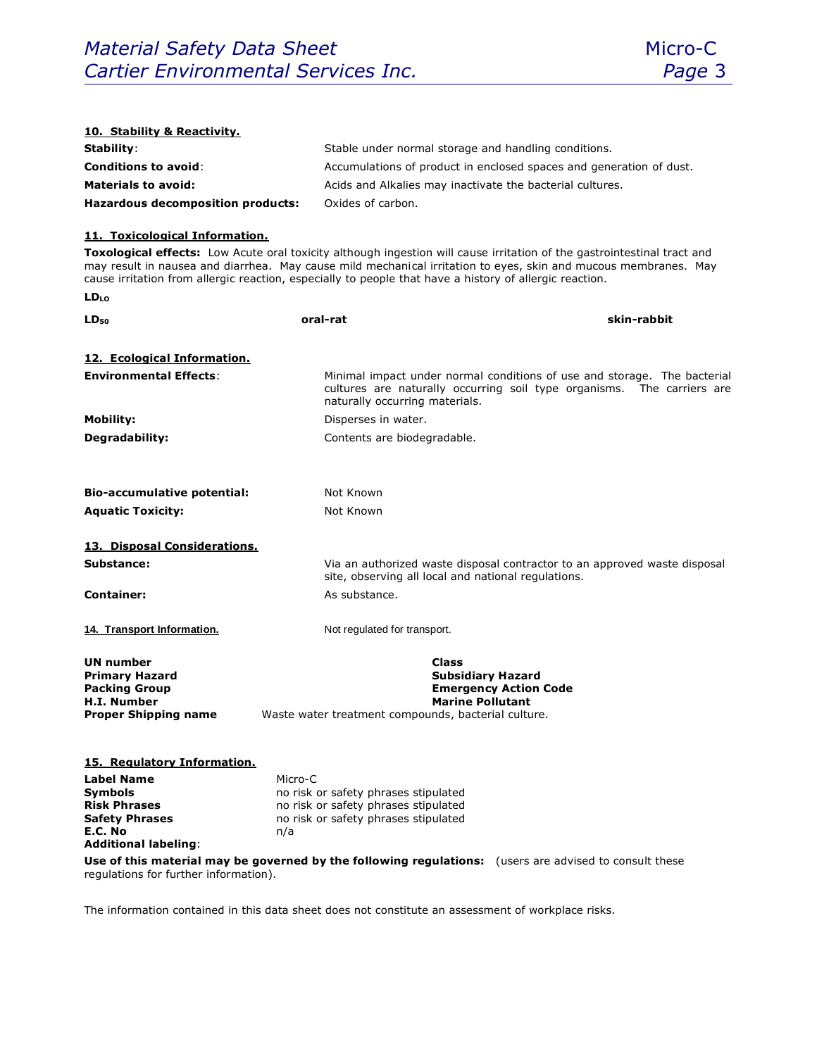## 10. Stability & Reactivity.

| | |
|---|---|
| **Stability**: | Stable under normal storage and handling conditions. |
| **Conditions to avoid**: | Accumulations of product in enclosed spaces and generation of dust. |
| **Materials to avoid:** | Acids and Alkalies may inactivate the bacterial cultures. |
| **Hazardous decomposition products:** | Oxides of carbon. |

## 11. Toxicological Information.

**Toxological effects:** Low Acute oral toxicity although ingestion will cause irritation of the gastrointestinal tract and may result in nausea and diarrhea. May cause mild mechanical irritation to eyes, skin and mucous membranes. May cause irritation from allergic reaction, especially to people that have a history of allergic reaction.

| | | |
|---|---|---|
| **$LD_{LO}$** | | |
| **$LD_{50}$** | **oral-rat** | **skin-rabbit** |

## 12. Ecological Information.

| | |
|---|---|
| **Environmental Effects**: | Minimal impact under normal conditions of use and storage. The bacterial cultures are naturally occurring soil type organisms. The carriers are naturally occurring materials. |
| **Mobility:** | Disperses in water. |
| **Degradability:** | Contents are biodegradable. |
| **Bio-accumulative potential:** | Not Known |
| **Aquatic Toxicity:** | Not Known |

## 13. Disposal Considerations.

| | |
|---|---|
| **Substance:** | Via an authorized waste disposal contractor to an approved waste disposal site, observing all local and national regulations. |
| **Container:** | As substance. |

## 14. Transport Information.

Not regulated for transport.

| | |
|---|---|
| **UN number** | **Class** |
| **Primary Hazard** | **Subsidiary Hazard** |
| **Packing Group** | **Emergency Action Code** |
| **H.I. Number** | **Marine Pollutant** |
| **Proper Shipping name** | Waste water treatment compounds, bacterial culture. |

## 15. Regulatory Information.

| | |
|---|---|
| **Label Name** | Micro-C |
| **Symbols** | no risk or safety phrases stipulated |
| **Risk Phrases** | no risk or safety phrases stipulated |
| **Safety Phrases** | no risk or safety phrases stipulated |
| **E.C. No** | n/a |
| **Additional labeling**: | |

**Use of this material may be governed by the following regulations:** (users are advised to consult these regulations for further information).

The information contained in this data sheet does not constitute an assessment of workplace risks.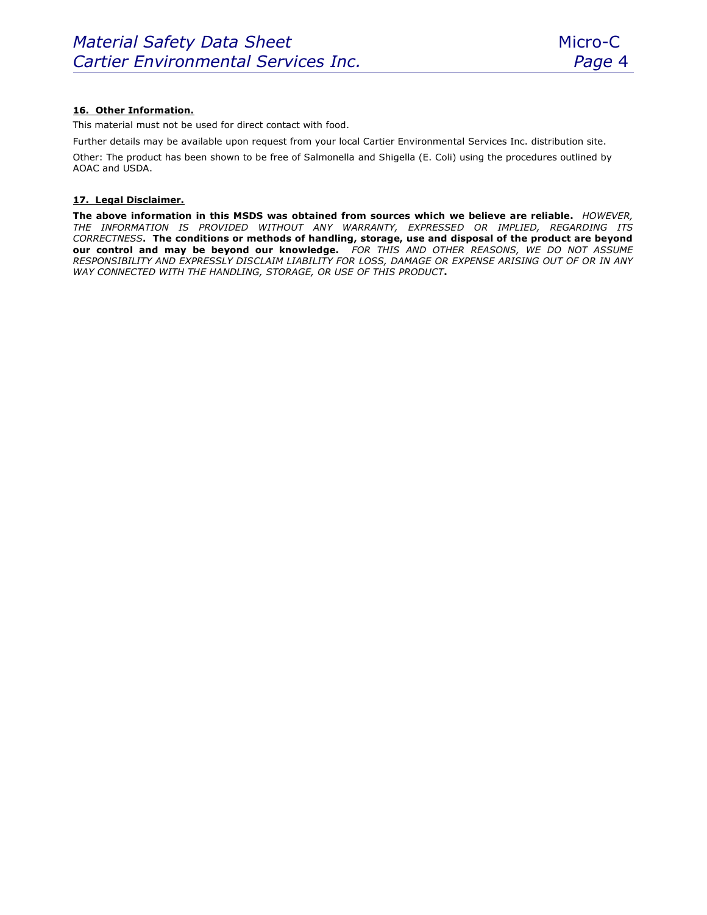**16. Other Information.**

This material must not be used for direct contact with food.

Further details may be available upon request from your local Cartier Environmental Services Inc. distribution site.

Other: The product has been shown to be free of Salmonella and Shigella (E. Coli) using the procedures outlined by AOAC and USDA.

**17. Legal Disclaimer.**

**The above information in this MSDS was obtained from sources which we believe are reliable.** *HOWEVER, THE INFORMATION IS PROVIDED WITHOUT ANY WARRANTY, EXPRESSED OR IMPLIED, REGARDING ITS CORRECTNESS***. The conditions or methods of handling, storage, use and disposal of the product are beyond our control and may be beyond our knowledge.** *FOR THIS AND OTHER REASONS, WE DO NOT ASSUME RESPONSIBILITY AND EXPRESSLY DISCLAIM LIABILITY FOR LOSS, DAMAGE OR EXPENSE ARISING OUT OF OR IN ANY WAY CONNECTED WITH THE HANDLING, STORAGE, OR USE OF THIS PRODUCT***.**